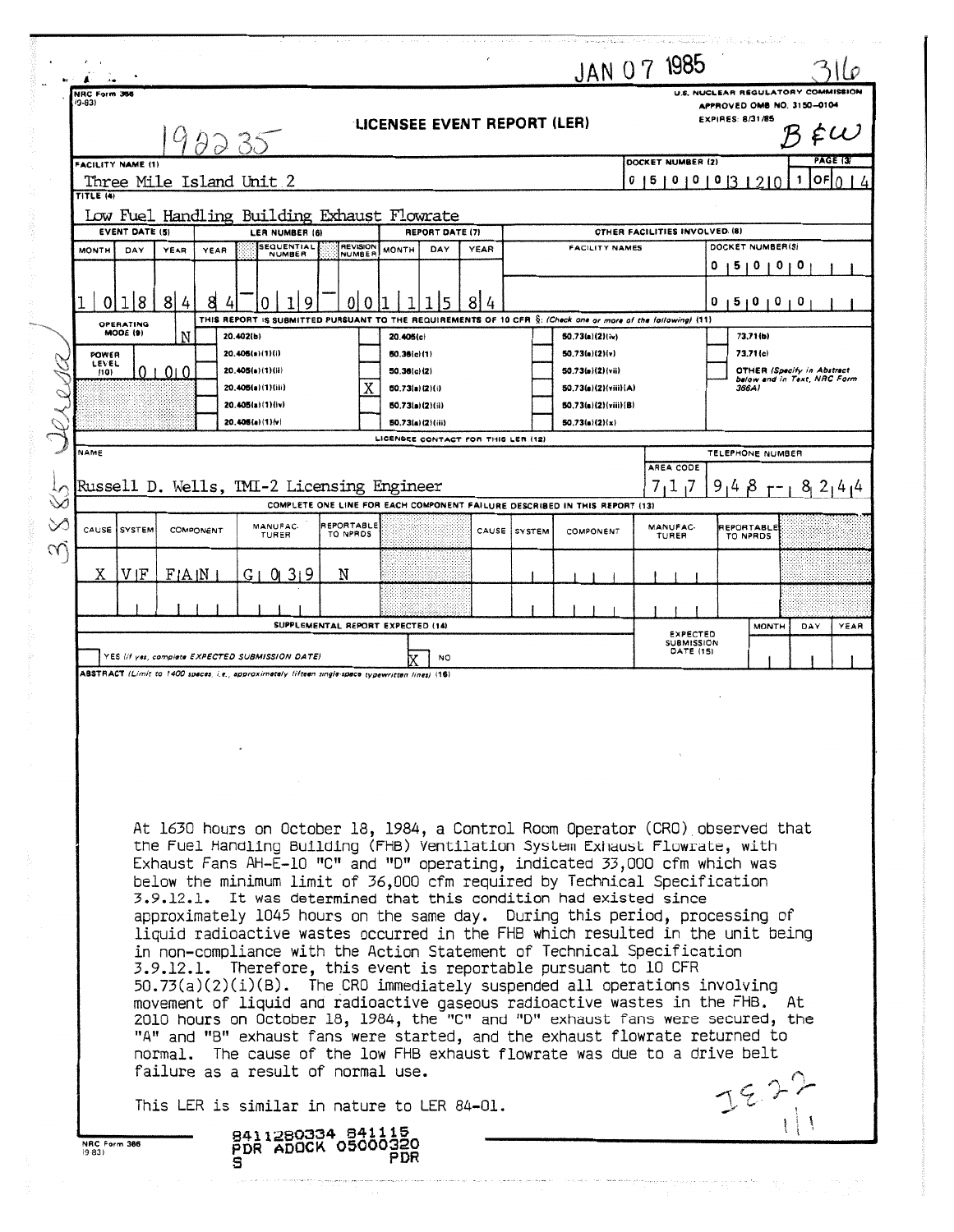JAN 07 1985

NRC Form 366 (9-83)

U.S. NUCLEAR REGULATORY COMMISSION
APPROVED OMB NO. 3150-0104
EXPIRES: 8/31/85

## LICENSEE EVENT REPORT (LER)

| FACILITY NAME (1) | DOCKET NUMBER (2) | PAGE (3) |
|---|---|---|
| Three Mile Island Unit 2 | 0 5 0 0 0 3 2 0 | 1 OF 0 4 |

**TITLE (4)**
Low Fuel Handling Building Exhaust Flowrate

| EVENT DATE (5) | | | LER NUMBER (6) | | | REPORT DATE (7) | | | OTHER FACILITIES INVOLVED (8) | |
|---|---|---|---|---|---|---|---|---|---|---|
| MONTH | DAY | YEAR | YEAR | SEQUENTIAL NUMBER | REVISION NUMBER | MONTH | DAY | YEAR | FACILITY NAMES | DOCKET NUMBER(S) |
| 1 0 | 1 8 | 8 4 | 8 4 | 0 1 9 | 0 0 | 1 1 | 1 5 | 8 4 | | 0 5 0 0 0 |
| | | | | | | | | | | 0 5 0 0 0 |

**OPERATING MODE (9):** N

**POWER LEVEL (10):** 0 0 0

**THIS REPORT IS SUBMITTED PURSUANT TO THE REQUIREMENTS OF 10 CFR §: (11)**

| | | | | | | | |
|---|---|---|---|---|---|---|---|
| | 20.402(b) | | 20.405(c) | | 50.73(a)(2)(iv) | | 73.71(b) |
| | 20.405(a)(1)(i) | | 50.36(c)(1) | | 50.73(a)(2)(v) | | 73.71(c) |
| | 20.405(a)(1)(ii) | | 50.36(c)(2) | | 50.73(a)(2)(vii) | | OTHER (Specify in Abstract below and in Text, NRC Form 366A) |
| | 20.405(a)(1)(iii) | X | 50.73(a)(2)(i) | | 50.73(a)(2)(viii)(A) | | |
| | 20.405(a)(1)(iv) | | 50.73(a)(2)(ii) | | 50.73(a)(2)(viii)(B) | | |
| | 20.405(a)(1)(v) | | 50.73(a)(2)(iii) | | 50.73(a)(2)(x) | | |

**LICENSEE CONTACT FOR THIS LER (12)**

| NAME | TELEPHONE NUMBER |
|---|---|
| Russell D. Wells, TMI-2 Licensing Engineer | 717 948-8244 |

**COMPLETE ONE LINE FOR EACH COMPONENT FAILURE DESCRIBED IN THIS REPORT (13)**

| CAUSE | SYSTEM | COMPONENT | MANUFACTURER | REPORTABLE TO NPRDS | CAUSE | SYSTEM | COMPONENT | MANUFACTURER | REPORTABLE TO NPRDS |
|---|---|---|---|---|---|---|---|---|---|
| X | VF | FAN | G 0 3 9 | N | | | | | |

**SUPPLEMENTAL REPORT EXPECTED (14)**

YES (if yes, complete EXPECTED SUBMISSION DATE) [ ] &nbsp;&nbsp; NO [X]

EXPECTED SUBMISSION DATE (15): MONTH / DAY / YEAR

**ABSTRACT** (Limit to 1400 spaces, i.e., approximately fifteen single-space typewritten lines) (16)

At 1630 hours on October 18, 1984, a Control Room Operator (CRO) observed that the Fuel Handling Building (FHB) Ventilation System Exhaust Flowrate, with Exhaust Fans AH-E-10 "C" and "D" operating, indicated 33,000 cfm which was below the minimum limit of 36,000 cfm required by Technical Specification 3.9.12.1. It was determined that this condition had existed since approximately 1045 hours on the same day. During this period, processing of liquid radioactive wastes occurred in the FHB which resulted in the unit being in non-compliance with the Action Statement of Technical Specification 3.9.12.1. Therefore, this event is reportable pursuant to 10 CFR 50.73(a)(2)(i)(B). The CRO immediately suspended all operations involving movement of liquid and radioactive gaseous radioactive wastes in the FHB. At 2010 hours on October 18, 1984, the "C" and "D" exhaust fans were secured, the "A" and "B" exhaust fans were started, and the exhaust flowrate returned to normal. The cause of the low FHB exhaust flowrate was due to a drive belt failure as a result of normal use.

This LER is similar in nature to LER 84-01.

8411280334 841115
PDR ADOCK 05000320
S PDR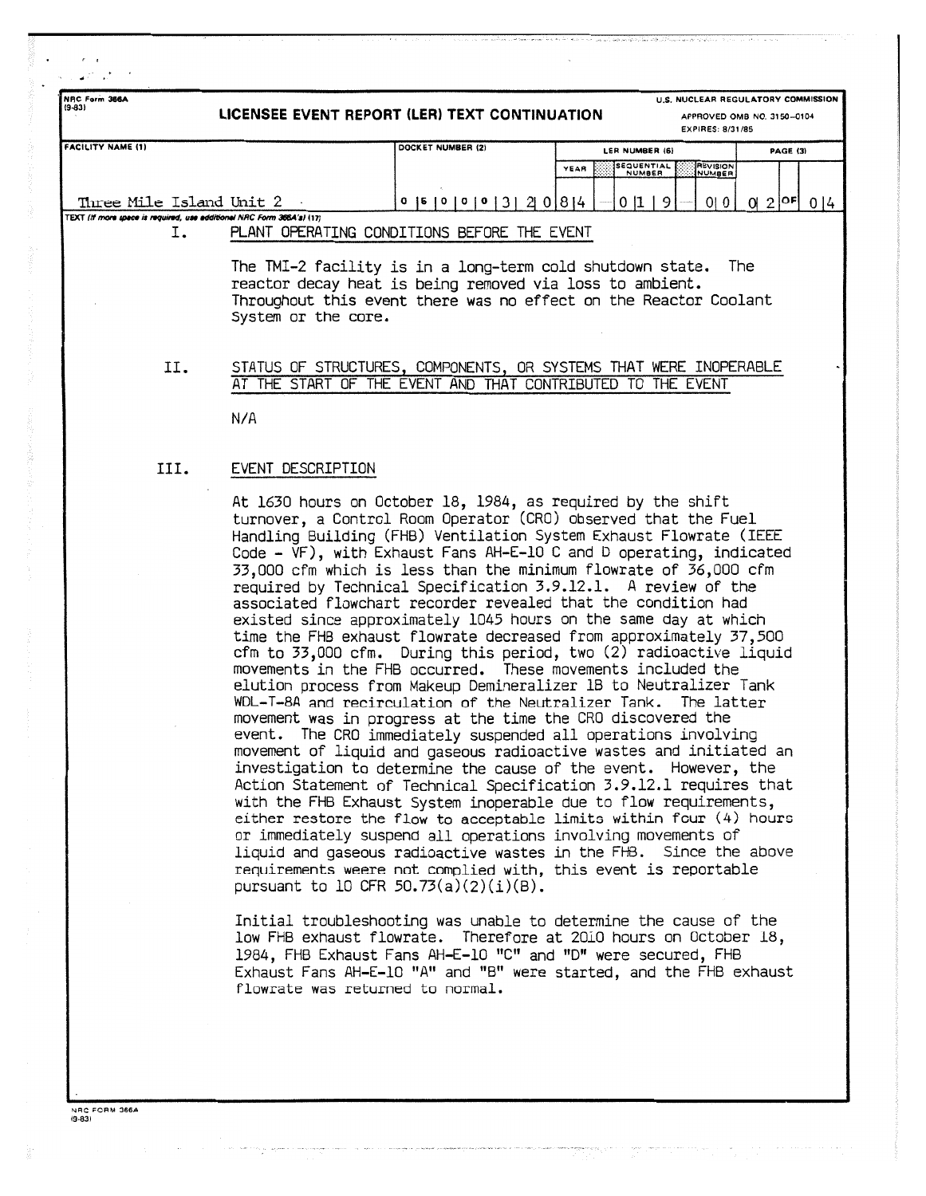NRC Form 366A (9-83)

**LICENSEE EVENT REPORT (LER) TEXT CONTINUATION**

U.S. NUCLEAR REGULATORY COMMISSION
APPROVED OMB NO. 3150-0104
EXPIRES: 8/31/85

| FACILITY NAME (1) | DOCKET NUMBER (2) | LER NUMBER (6) YEAR | SEQUENTIAL NUMBER | REVISION NUMBER | PAGE (3) |
|---|---|---|---|---|---|
| Three Mile Island Unit 2 | 0 5 0 0 0 3 2 0 | 8 4 | 0 1 9 | 0 0 | 0 2 OF 0 4 |

TEXT (If more space is required, use additional NRC Form 366A's) (17)

## I. PLANT OPERATING CONDITIONS BEFORE THE EVENT

The TMI-2 facility is in a long-term cold shutdown state. The reactor decay heat is being removed via loss to ambient. Throughout this event there was no effect on the Reactor Coolant System or the core.

## II. STATUS OF STRUCTURES, COMPONENTS, OR SYSTEMS THAT WERE INOPERABLE AT THE START OF THE EVENT AND THAT CONTRIBUTED TO THE EVENT

N/A

## III. EVENT DESCRIPTION

At 1630 hours on October 18, 1984, as required by the shift turnover, a Control Room Operator (CRO) observed that the Fuel Handling Building (FHB) Ventilation System Exhaust Flowrate (IEEE Code - VF), with Exhaust Fans AH-E-10 C and D operating, indicated 33,000 cfm which is less than the minimum flowrate of 36,000 cfm required by Technical Specification 3.9.12.1. A review of the associated flowchart recorder revealed that the condition had existed since approximately 1045 hours on the same day at which time the FHB exhaust flowrate decreased from approximately 37,500 cfm to 33,000 cfm. During this period, two (2) radioactive liquid movements in the FHB occurred. These movements included the elution process from Makeup Demineralizer 1B to Neutralizer Tank WDL-T-8A and recirculation of the Neutralizer Tank. The latter movement was in progress at the time the CRO discovered the event. The CRO immediately suspended all operations involving movement of liquid and gaseous radioactive wastes and initiated an investigation to determine the cause of the event. However, the Action Statement of Technical Specification 3.9.12.1 requires that with the FHB Exhaust System inoperable due to flow requirements, either restore the flow to acceptable limits within four (4) hours or immediately suspend all operations involving movements of liquid and gaseous radioactive wastes in the FHB. Since the above requirements weere not complied with, this event is reportable pursuant to 10 CFR 50.73(a)(2)(i)(B).

Initial troubleshooting was unable to determine the cause of the low FHB exhaust flowrate. Therefore at 2010 hours on October 18, 1984, FHB Exhaust Fans AH-E-10 "C" and "D" were secured, FHB Exhaust Fans AH-E-10 "A" and "B" were started, and the FHB exhaust flowrate was returned to normal.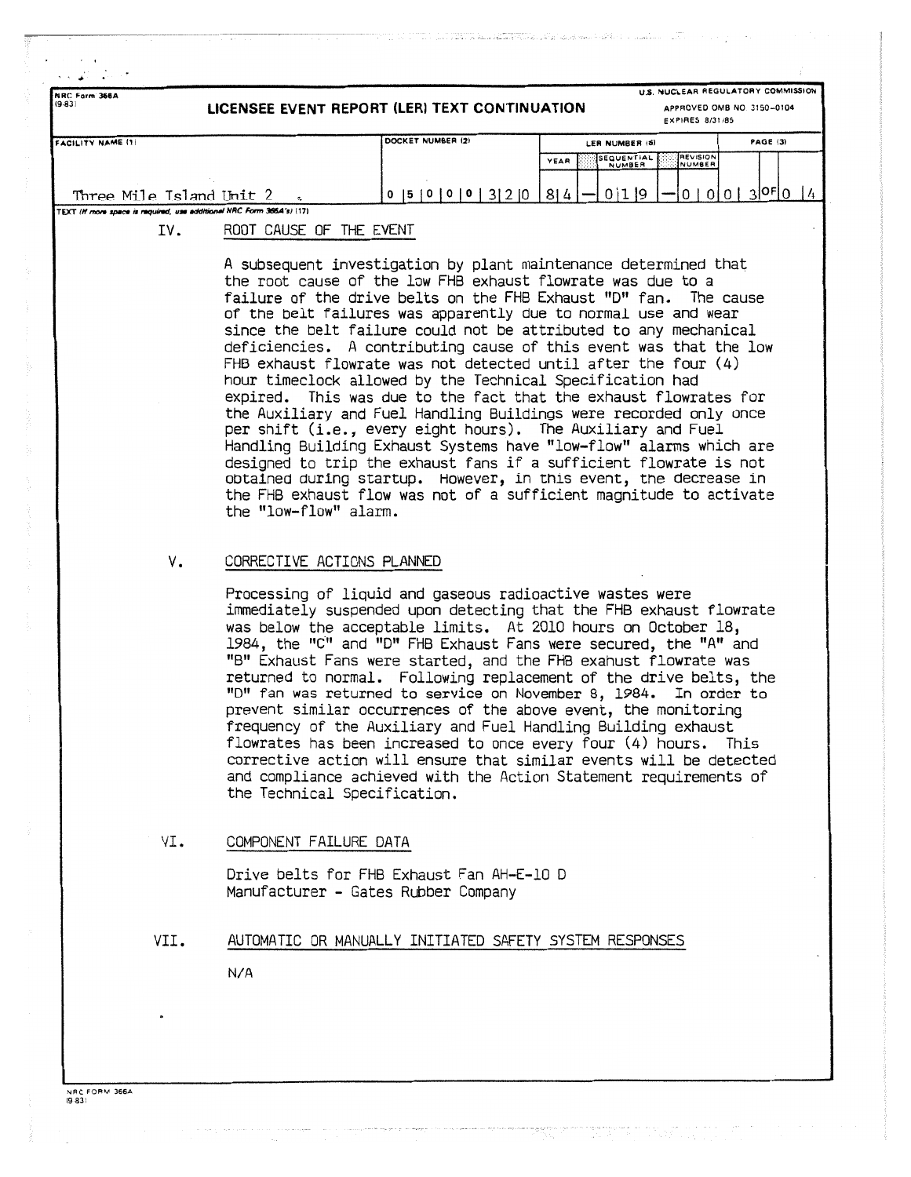NRC Form 366A (9-83)

**LICENSEE EVENT REPORT (LER) TEXT CONTINUATION**

U.S. NUCLEAR REGULATORY COMMISSION
APPROVED OMB NO. 3150-0104
EXPIRES 8/31/85

| FACILITY NAME (1) | DOCKET NUMBER (2) | LER NUMBER (6) | | | PAGE (3) |
|---|---|---|---|---|---|
| | | YEAR | SEQUENTIAL NUMBER | REVISION NUMBER | |
| Three Mile Island Unit 2 | 0 5 0 0 0 3 2 0 | 8 4 | 0 1 9 | 0 0 | 0 3 OF 0 4 |

TEXT (If more space is required, use additional NRC Form 366A's) (17)

## IV. ROOT CAUSE OF THE EVENT

A subsequent investigation by plant maintenance determined that the root cause of the low FHB exhaust flowrate was due to a failure of the drive belts on the FHB Exhaust "D" fan. The cause of the belt failures was apparently due to normal use and wear since the belt failure could not be attributed to any mechanical deficiencies. A contributing cause of this event was that the low FHB exhaust flowrate was not detected until after the four (4) hour timeclock allowed by the Technical Specification had expired. This was due to the fact that the exhaust flowrates for the Auxiliary and Fuel Handling Buildings were recorded only once per shift (i.e., every eight hours). The Auxiliary and Fuel Handling Building Exhaust Systems have "low-flow" alarms which are designed to trip the exhaust fans if a sufficient flowrate is not obtained during startup. However, in this event, the decrease in the FHB exhaust flow was not of a sufficient magnitude to activate the "low-flow" alarm.

## V. CORRECTIVE ACTIONS PLANNED

Processing of liquid and gaseous radioactive wastes were immediately suspended upon detecting that the FHB exhaust flowrate was below the acceptable limits. At 2010 hours on October 18, 1984, the "C" and "D" FHB Exhaust Fans were secured, the "A" and "B" Exhaust Fans were started, and the FHB exahust flowrate was returned to normal. Following replacement of the drive belts, the "D" fan was returned to service on November 8, 1984. In order to prevent similar occurrences of the above event, the monitoring frequency of the Auxiliary and Fuel Handling Building exhaust flowrates has been increased to once every four (4) hours. This corrective action will ensure that similar events will be detected and compliance achieved with the Action Statement requirements of the Technical Specification.

## VI. COMPONENT FAILURE DATA

Drive belts for FHB Exhaust Fan AH-E-10 D
Manufacturer - Gates Rubber Company

## VII. AUTOMATIC OR MANUALLY INITIATED SAFETY SYSTEM RESPONSES

N/A

NRC FORM 366A (9-83)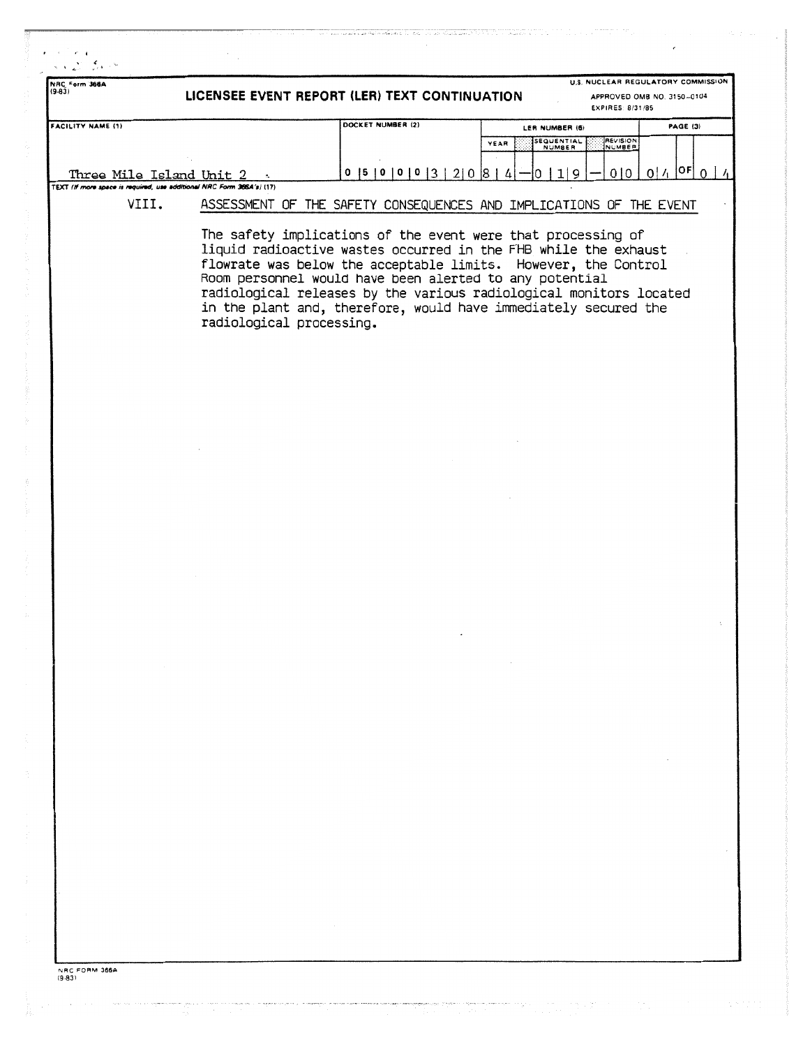NRC Form 366A
(9-83)

# LICENSEE EVENT REPORT (LER) TEXT CONTINUATION

U.S. NUCLEAR REGULATORY COMMISSION
APPROVED OMB NO. 3150-0104
EXPIRES: 8/31/85

| FACILITY NAME (1) | DOCKET NUMBER (2) | LER NUMBER (6) YEAR | SEQUENTIAL NUMBER | REVISION NUMBER | PAGE (3) |
|---|---|---|---|---|---|
| Three Mile Island Unit 2 | 0 5 0 0 0 3 2 0 | 8 4 | — 0 1 9 | — 0 0 | 0 4 OF 0 4 |

TEXT (If more space is required, use additional NRC Form 366A's) (17)

## VIII. ASSESSMENT OF THE SAFETY CONSEQUENCES AND IMPLICATIONS OF THE EVENT

The safety implications of the event were that processing of liquid radioactive wastes occurred in the FHB while the exhaust flowrate was below the acceptable limits. However, the Control Room personnel would have been alerted to any potential radiological releases by the various radiological monitors located in the plant and, therefore, would have immediately secured the radiological processing.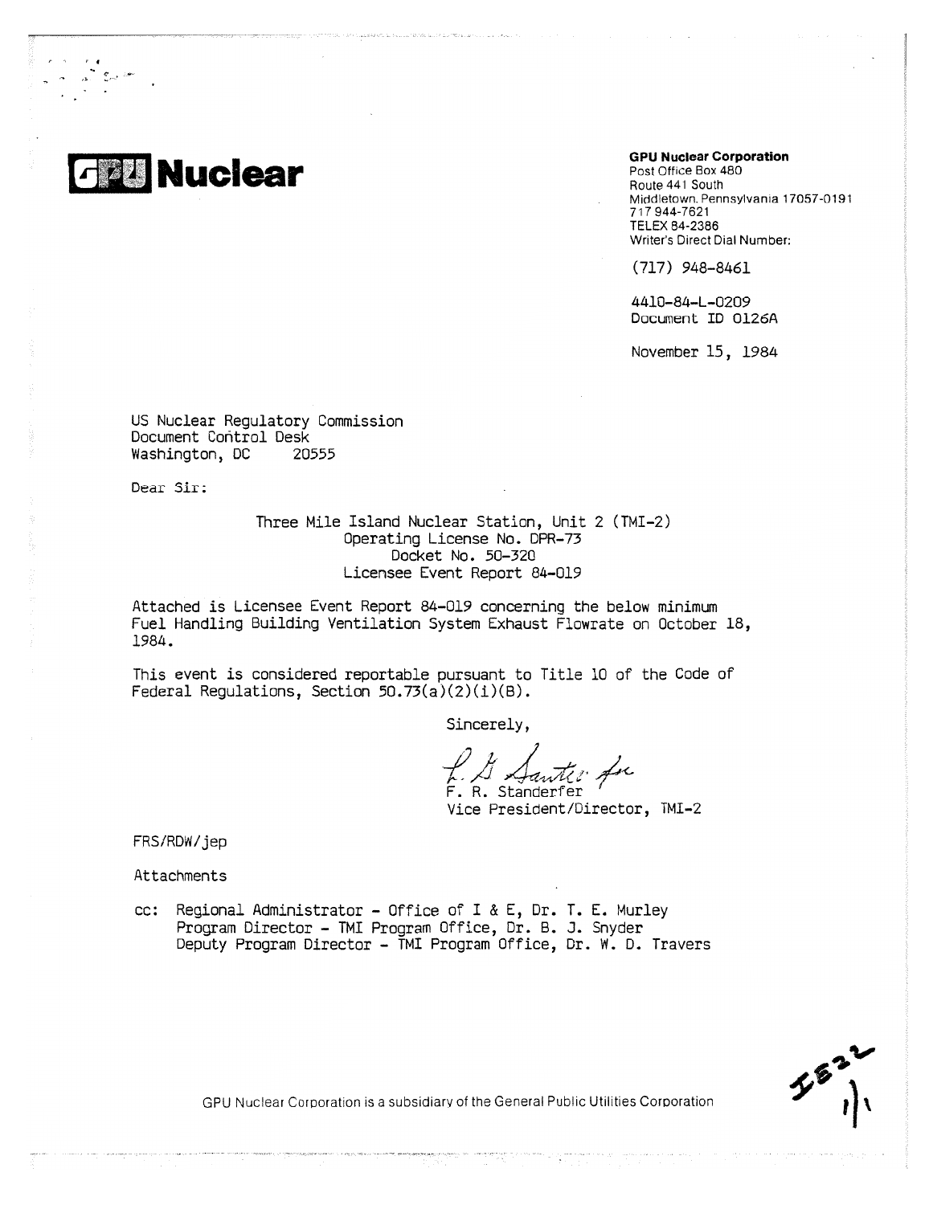# GPU Nuclear

**GPU Nuclear Corporation**
Post Office Box 480
Route 441 South
Middletown, Pennsylvania 17057-0191
717 944-7621
TELEX 84-2386
Writer's Direct Dial Number:

(717) 948-8461

4410-84-L-0209
Document ID 0126A

November 15, 1984

US Nuclear Regulatory Commission
Document Control Desk
Washington, DC 20555

Dear Sir:

Three Mile Island Nuclear Station, Unit 2 (TMI-2)
Operating License No. DPR-73
Docket No. 50-320
Licensee Event Report 84-019

Attached is Licensee Event Report 84-019 concerning the below minimum Fuel Handling Building Ventilation System Exhaust Flowrate on October 18, 1984.

This event is considered reportable pursuant to Title 10 of the Code of Federal Regulations, Section 50.73(a)(2)(i)(B).

Sincerely,

*L. G. Santee for*
F. R. Standerfer
Vice President/Director, TMI-2

FRS/RDW/jep

Attachments

cc: Regional Administrator - Office of I & E, Dr. T. E. Murley
Program Director - TMI Program Office, Dr. B. J. Snyder
Deputy Program Director - TMI Program Office, Dr. W. D. Travers

IE22
1/1

GPU Nuclear Corporation is a subsidiary of the General Public Utilities Corporation